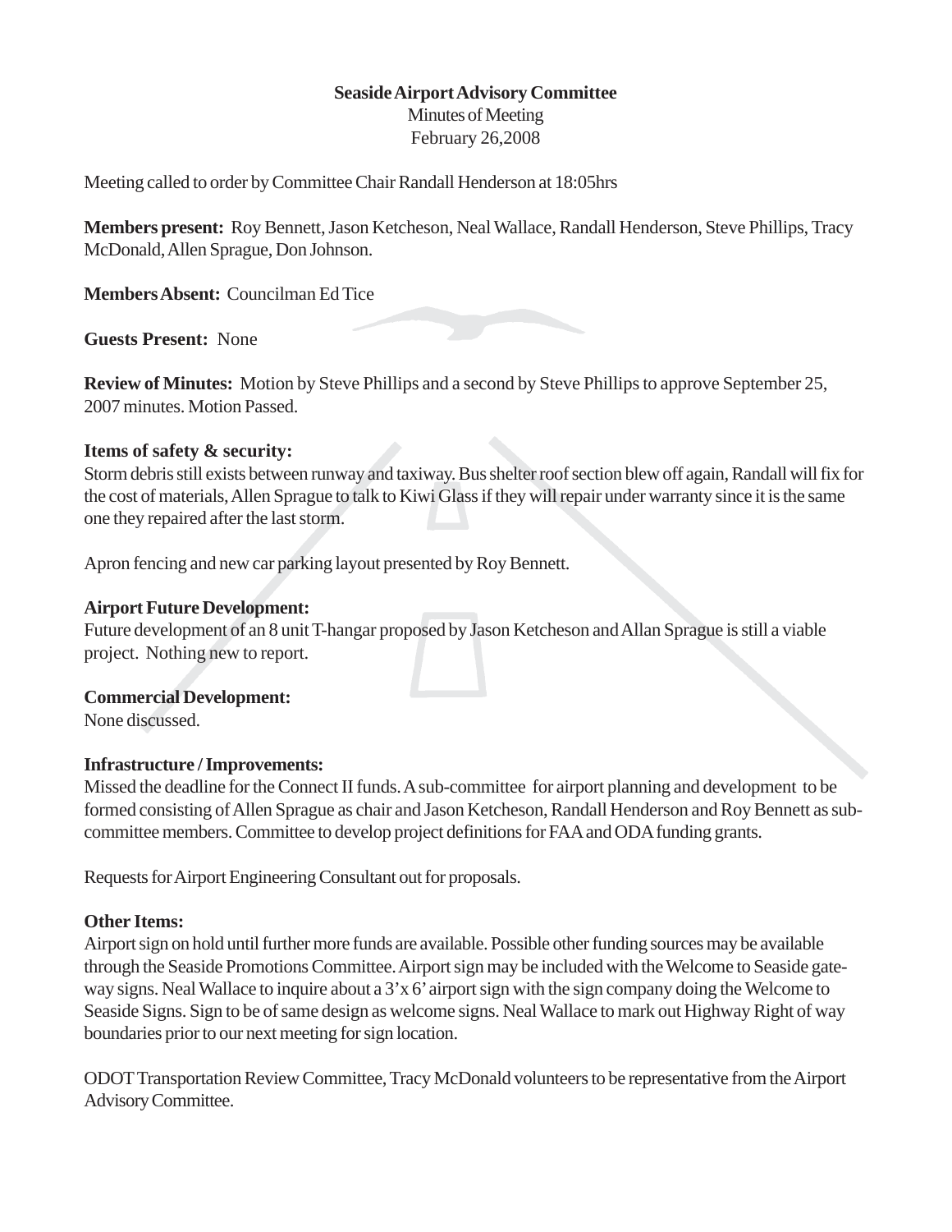**Seaside Airport Advisory Committee**
Minutes of Meeting
February 26,2008

Meeting called to order by Committee Chair Randall Henderson at 18:05hrs

**Members present:** Roy Bennett, Jason Ketcheson, Neal Wallace, Randall Henderson, Steve Phillips, Tracy McDonald, Allen Sprague, Don Johnson.

**Members Absent:** Councilman Ed Tice

**Guests Present:** None

**Review of Minutes:** Motion by Steve Phillips and a second by Steve Phillips to approve September 25, 2007 minutes. Motion Passed.

**Items of safety & security:**
Storm debris still exists between runway and taxiway. Bus shelter roof section blew off again, Randall will fix for the cost of materials, Allen Sprague to talk to Kiwi Glass if they will repair under warranty since it is the same one they repaired after the last storm.

Apron fencing and new car parking layout presented by Roy Bennett.

**Airport Future Development:**
Future development of an 8 unit T-hangar proposed by Jason Ketcheson and Allan Sprague is still a viable project. Nothing new to report.

**Commercial Development:**
None discussed.

**Infrastructure / Improvements:**
Missed the deadline for the Connect II funds. A sub-committee for airport planning and development to be formed consisting of Allen Sprague as chair and Jason Ketcheson, Randall Henderson and Roy Bennett as sub-committee members. Committee to develop project definitions for FAA and ODA funding grants.

Requests for Airport Engineering Consultant out for proposals.

**Other Items:**
Airport sign on hold until further more funds are available. Possible other funding sources may be available through the Seaside Promotions Committee. Airport sign may be included with the Welcome to Seaside gateway signs. Neal Wallace to inquire about a 3'x 6' airport sign with the sign company doing the Welcome to Seaside Signs. Sign to be of same design as welcome signs. Neal Wallace to mark out Highway Right of way boundaries prior to our next meeting for sign location.

ODOT Transportation Review Committee, Tracy McDonald volunteers to be representative from the Airport Advisory Committee.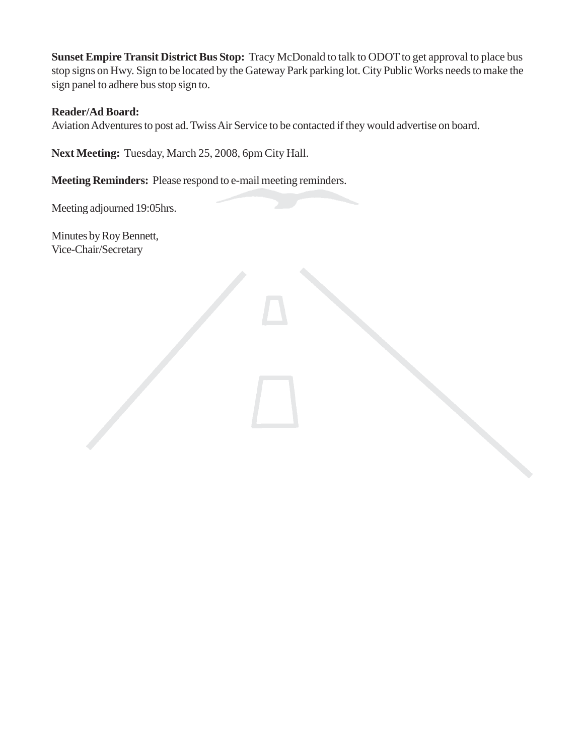**Sunset Empire Transit District Bus Stop:** Tracy McDonald to talk to ODOT to get approval to place bus stop signs on Hwy. Sign to be located by the Gateway Park parking lot. City Public Works needs to make the sign panel to adhere bus stop sign to.

**Reader/Ad Board:**
Aviation Adventures to post ad. Twiss Air Service to be contacted if they would advertise on board.

**Next Meeting:** Tuesday, March 25, 2008, 6pm City Hall.

**Meeting Reminders:** Please respond to e-mail meeting reminders.

Meeting adjourned 19:05hrs.

Minutes by Roy Bennett,
Vice-Chair/Secretary